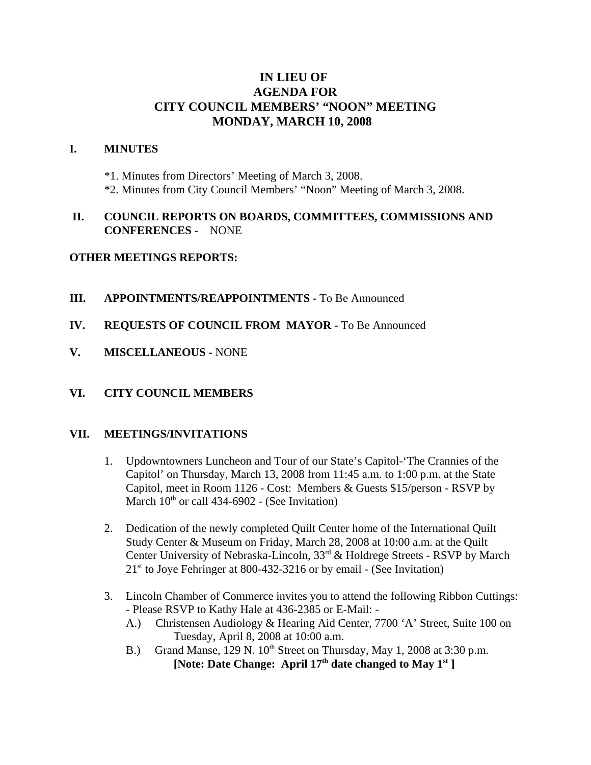# IN LIEU OF
# AGENDA FOR
# CITY COUNCIL MEMBERS' "NOON" MEETING
# MONDAY, MARCH 10, 2008

## I. MINUTES

*1. Minutes from Directors' Meeting of March 3, 2008.
*2. Minutes from City Council Members' "Noon" Meeting of March 3, 2008.

## II. COUNCIL REPORTS ON BOARDS, COMMITTEES, COMMISSIONS AND CONFERENCES - NONE

## OTHER MEETINGS REPORTS:

## III. APPOINTMENTS/REAPPOINTMENTS - To Be Announced

## IV. REQUESTS OF COUNCIL FROM MAYOR - To Be Announced

## V. MISCELLANEOUS - NONE

## VI. CITY COUNCIL MEMBERS

## VII. MEETINGS/INVITATIONS

1. Updowntowners Luncheon and Tour of our State's Capitol-'The Crannies of the Capitol' on Thursday, March 13, 2008 from 11:45 a.m. to 1:00 p.m. at the State Capitol, meet in Room 1126 - Cost: Members & Guests $15/person - RSVP by March 10th or call 434-6902 - (See Invitation)

2. Dedication of the newly completed Quilt Center home of the International Quilt Study Center & Museum on Friday, March 28, 2008 at 10:00 a.m. at the Quilt Center University of Nebraska-Lincoln, 33rd & Holdrege Streets - RSVP by March 21st to Joye Fehringer at 800-432-3216 or by email - (See Invitation)

3. Lincoln Chamber of Commerce invites you to attend the following Ribbon Cuttings: - Please RSVP to Kathy Hale at 436-2385 or E-Mail: -
   A.) Christensen Audiology & Hearing Aid Center, 7700 'A' Street, Suite 100 on Tuesday, April 8, 2008 at 10:00 a.m.
   B.) Grand Manse, 129 N. 10th Street on Thursday, May 1, 2008 at 3:30 p.m. **[Note: Date Change: April 17th date changed to May 1st ]**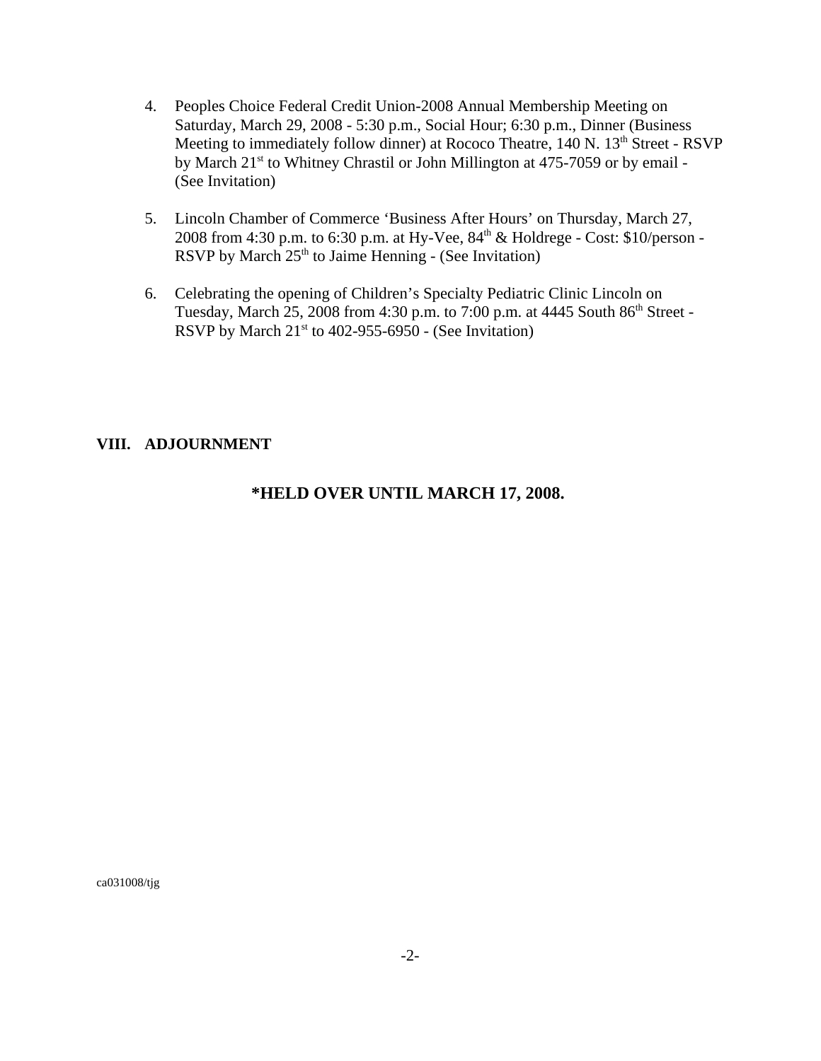4. Peoples Choice Federal Credit Union-2008 Annual Membership Meeting on Saturday, March 29, 2008 - 5:30 p.m., Social Hour; 6:30 p.m., Dinner (Business Meeting to immediately follow dinner) at Rococo Theatre, 140 N. 13th Street - RSVP by March 21st to Whitney Chrastil or John Millington at 475-7059 or by email - (See Invitation)

5. Lincoln Chamber of Commerce 'Business After Hours' on Thursday, March 27, 2008 from 4:30 p.m. to 6:30 p.m. at Hy-Vee, 84th & Holdrege - Cost: $10/person - RSVP by March 25th to Jaime Henning - (See Invitation)

6. Celebrating the opening of Children's Specialty Pediatric Clinic Lincoln on Tuesday, March 25, 2008 from 4:30 p.m. to 7:00 p.m. at 4445 South 86th Street - RSVP by March 21st to 402-955-6950 - (See Invitation)

## VIII. ADJOURNMENT

**\*HELD OVER UNTIL MARCH 17, 2008.**

ca031008/tjg